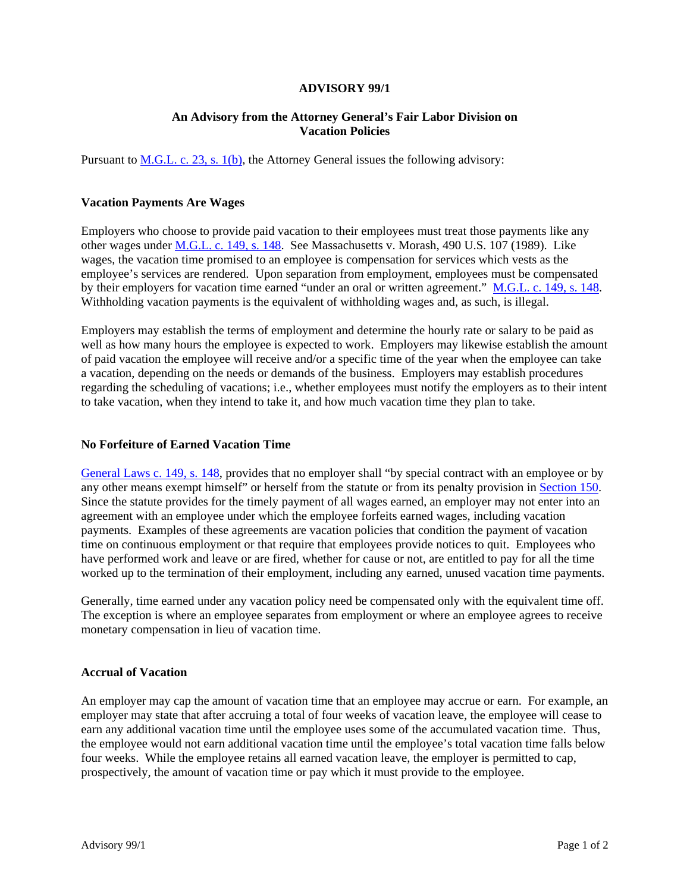# ADVISORY 99/1

## An Advisory from the Attorney General's Fair Labor Division on Vacation Policies

Pursuant to M.G.L. c. 23, s. 1(b), the Attorney General issues the following advisory:

### Vacation Payments Are Wages

Employers who choose to provide paid vacation to their employees must treat those payments like any other wages under M.G.L. c. 149, s. 148. See Massachusetts v. Morash, 490 U.S. 107 (1989). Like wages, the vacation time promised to an employee is compensation for services which vests as the employee's services are rendered. Upon separation from employment, employees must be compensated by their employers for vacation time earned "under an oral or written agreement." M.G.L. c. 149, s. 148. Withholding vacation payments is the equivalent of withholding wages and, as such, is illegal.

Employers may establish the terms of employment and determine the hourly rate or salary to be paid as well as how many hours the employee is expected to work. Employers may likewise establish the amount of paid vacation the employee will receive and/or a specific time of the year when the employee can take a vacation, depending on the needs or demands of the business. Employers may establish procedures regarding the scheduling of vacations; i.e., whether employees must notify the employers as to their intent to take vacation, when they intend to take it, and how much vacation time they plan to take.

### No Forfeiture of Earned Vacation Time

General Laws c. 149, s. 148, provides that no employer shall "by special contract with an employee or by any other means exempt himself" or herself from the statute or from its penalty provision in Section 150. Since the statute provides for the timely payment of all wages earned, an employer may not enter into an agreement with an employee under which the employee forfeits earned wages, including vacation payments. Examples of these agreements are vacation policies that condition the payment of vacation time on continuous employment or that require that employees provide notices to quit. Employees who have performed work and leave or are fired, whether for cause or not, are entitled to pay for all the time worked up to the termination of their employment, including any earned, unused vacation time payments.

Generally, time earned under any vacation policy need be compensated only with the equivalent time off. The exception is where an employee separates from employment or where an employee agrees to receive monetary compensation in lieu of vacation time.

### Accrual of Vacation

An employer may cap the amount of vacation time that an employee may accrue or earn. For example, an employer may state that after accruing a total of four weeks of vacation leave, the employee will cease to earn any additional vacation time until the employee uses some of the accumulated vacation time. Thus, the employee would not earn additional vacation time until the employee's total vacation time falls below four weeks. While the employee retains all earned vacation leave, the employer is permitted to cap, prospectively, the amount of vacation time or pay which it must provide to the employee.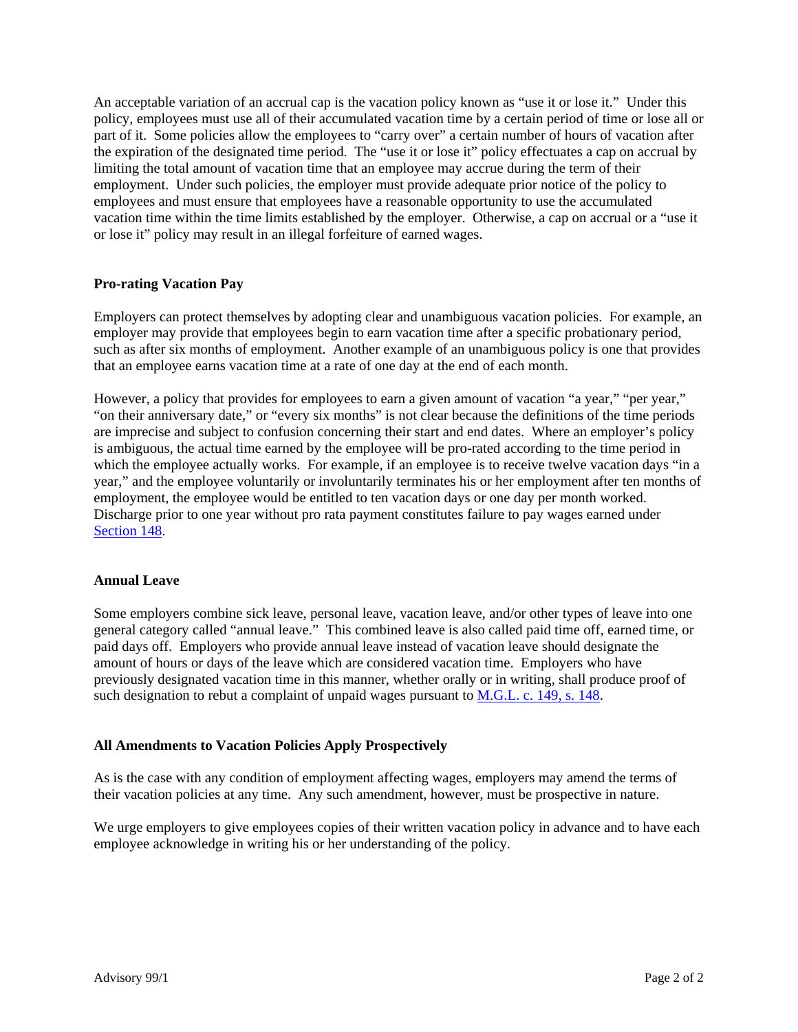An acceptable variation of an accrual cap is the vacation policy known as "use it or lose it." Under this policy, employees must use all of their accumulated vacation time by a certain period of time or lose all or part of it. Some policies allow the employees to "carry over" a certain number of hours of vacation after the expiration of the designated time period. The "use it or lose it" policy effectuates a cap on accrual by limiting the total amount of vacation time that an employee may accrue during the term of their employment. Under such policies, the employer must provide adequate prior notice of the policy to employees and must ensure that employees have a reasonable opportunity to use the accumulated vacation time within the time limits established by the employer. Otherwise, a cap on accrual or a "use it or lose it" policy may result in an illegal forfeiture of earned wages.

### Pro-rating Vacation Pay

Employers can protect themselves by adopting clear and unambiguous vacation policies. For example, an employer may provide that employees begin to earn vacation time after a specific probationary period, such as after six months of employment. Another example of an unambiguous policy is one that provides that an employee earns vacation time at a rate of one day at the end of each month.

However, a policy that provides for employees to earn a given amount of vacation "a year," "per year," "on their anniversary date," or "every six months" is not clear because the definitions of the time periods are imprecise and subject to confusion concerning their start and end dates. Where an employer's policy is ambiguous, the actual time earned by the employee will be pro-rated according to the time period in which the employee actually works. For example, if an employee is to receive twelve vacation days "in a year," and the employee voluntarily or involuntarily terminates his or her employment after ten months of employment, the employee would be entitled to ten vacation days or one day per month worked. Discharge prior to one year without pro rata payment constitutes failure to pay wages earned under Section 148.

### Annual Leave

Some employers combine sick leave, personal leave, vacation leave, and/or other types of leave into one general category called "annual leave." This combined leave is also called paid time off, earned time, or paid days off. Employers who provide annual leave instead of vacation leave should designate the amount of hours or days of the leave which are considered vacation time. Employers who have previously designated vacation time in this manner, whether orally or in writing, shall produce proof of such designation to rebut a complaint of unpaid wages pursuant to M.G.L. c. 149, s. 148.

### All Amendments to Vacation Policies Apply Prospectively

As is the case with any condition of employment affecting wages, employers may amend the terms of their vacation policies at any time. Any such amendment, however, must be prospective in nature.

We urge employers to give employees copies of their written vacation policy in advance and to have each employee acknowledge in writing his or her understanding of the policy.